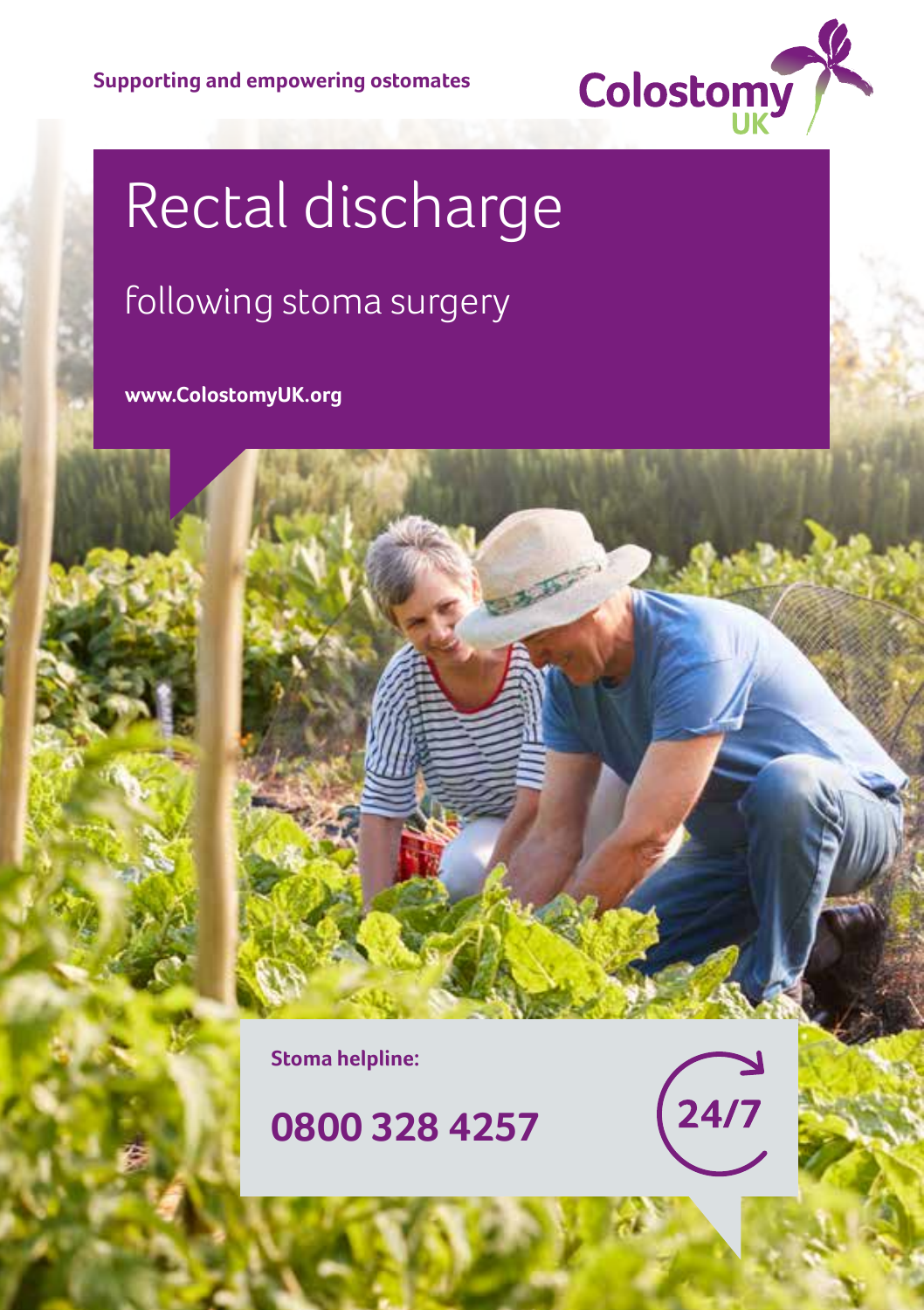Supporting and empowering ostomates

Colostomy UK

# Rectal discharge

## following stoma surgery

**www.ColostomyUK.org**

**Stoma helpline:**

**0800 328 4257**

24/7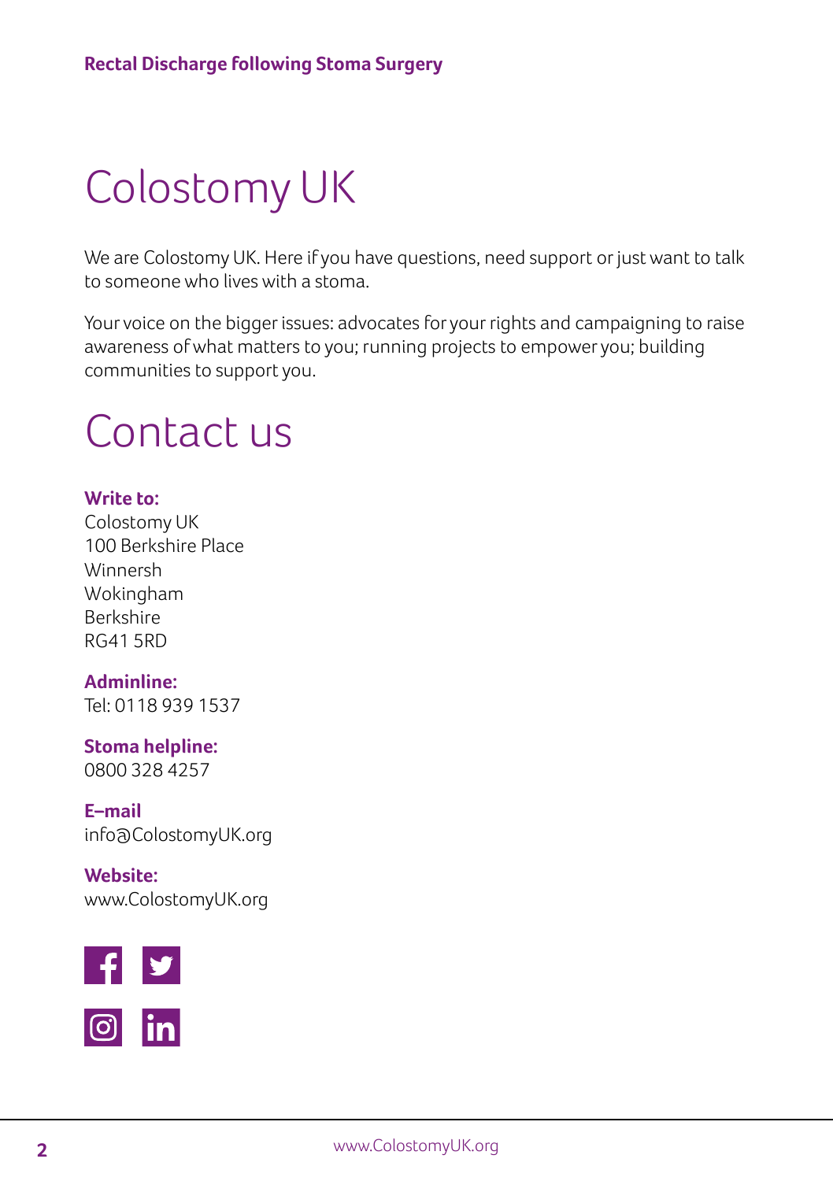# Colostomy UK

We are Colostomy UK. Here if you have questions, need support or just want to talk to someone who lives with a stoma.

Your voice on the bigger issues: advocates for your rights and campaigning to raise awareness of what matters to you; running projects to empower you; building communities to support you.

# Contact us

**Write to:**
Colostomy UK
100 Berkshire Place
Winnersh
Wokingham
Berkshire
RG41 5RD

**Adminline:**
Tel: 0118 939 1537

**Stoma helpline:**
0800 328 4257

**E–mail**
info@ColostomyUK.org

**Website:**
www.ColostomyUK.org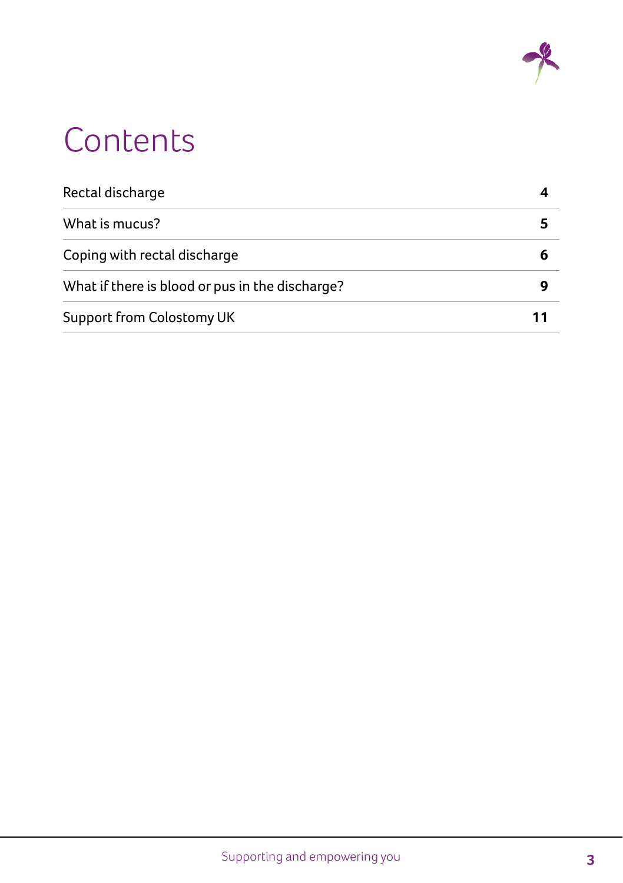# Contents

| | |
|---|---|
| Rectal discharge | **4** |
| What is mucus? | **5** |
| Coping with rectal discharge | **6** |
| What if there is blood or pus in the discharge? | **9** |
| Support from Colostomy UK | **11** |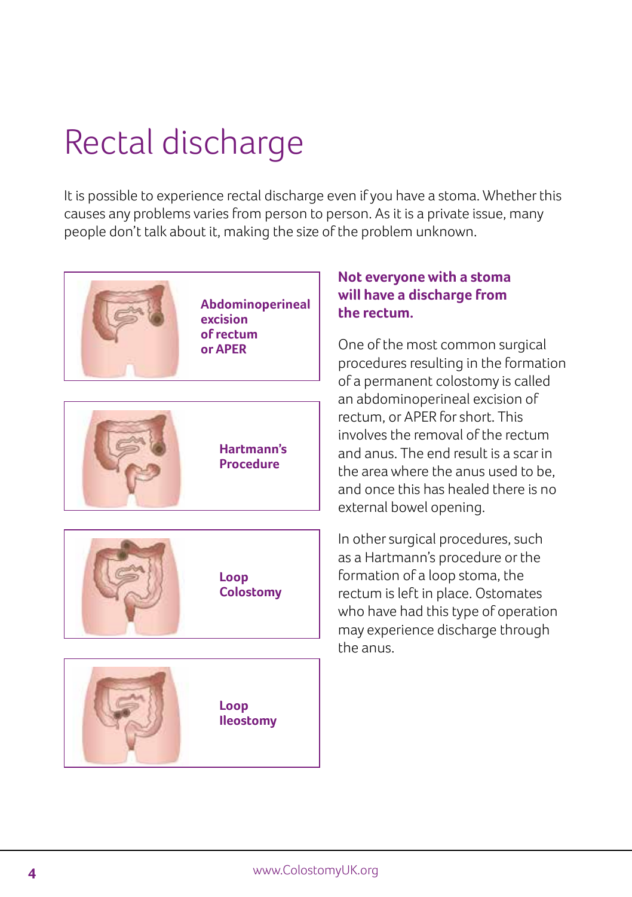# Rectal discharge

It is possible to experience rectal discharge even if you have a stoma. Whether this causes any problems varies from person to person. As it is a private issue, many people don't talk about it, making the size of the problem unknown.

**Abdominoperineal excision of rectum or APER**

**Hartmann's Procedure**

**Loop Colostomy**

**Loop Ileostomy**

**Not everyone with a stoma will have a discharge from the rectum.**

One of the most common surgical procedures resulting in the formation of a permanent colostomy is called an abdominoperineal excision of rectum, or APER for short. This involves the removal of the rectum and anus. The end result is a scar in the area where the anus used to be, and once this has healed there is no external bowel opening.

In other surgical procedures, such as a Hartmann's procedure or the formation of a loop stoma, the rectum is left in place. Ostomates who have had this type of operation may experience discharge through the anus.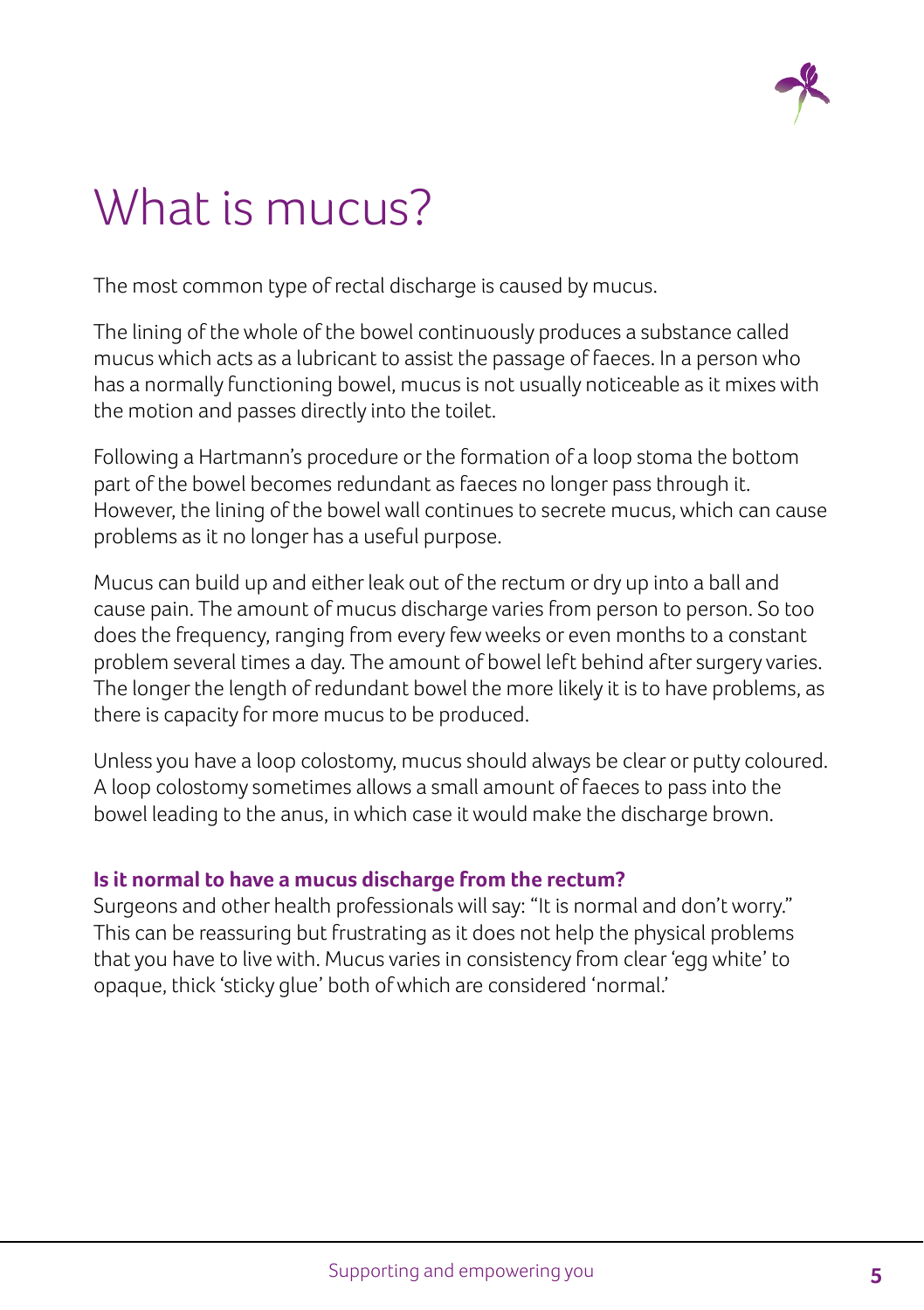# What is mucus?

The most common type of rectal discharge is caused by mucus.

The lining of the whole of the bowel continuously produces a substance called mucus which acts as a lubricant to assist the passage of faeces. In a person who has a normally functioning bowel, mucus is not usually noticeable as it mixes with the motion and passes directly into the toilet.

Following a Hartmann's procedure or the formation of a loop stoma the bottom part of the bowel becomes redundant as faeces no longer pass through it. However, the lining of the bowel wall continues to secrete mucus, which can cause problems as it no longer has a useful purpose.

Mucus can build up and either leak out of the rectum or dry up into a ball and cause pain. The amount of mucus discharge varies from person to person. So too does the frequency, ranging from every few weeks or even months to a constant problem several times a day. The amount of bowel left behind after surgery varies. The longer the length of redundant bowel the more likely it is to have problems, as there is capacity for more mucus to be produced.

Unless you have a loop colostomy, mucus should always be clear or putty coloured. A loop colostomy sometimes allows a small amount of faeces to pass into the bowel leading to the anus, in which case it would make the discharge brown.

**Is it normal to have a mucus discharge from the rectum?**

Surgeons and other health professionals will say: "It is normal and don't worry." This can be reassuring but frustrating as it does not help the physical problems that you have to live with. Mucus varies in consistency from clear 'egg white' to opaque, thick 'sticky glue' both of which are considered 'normal.'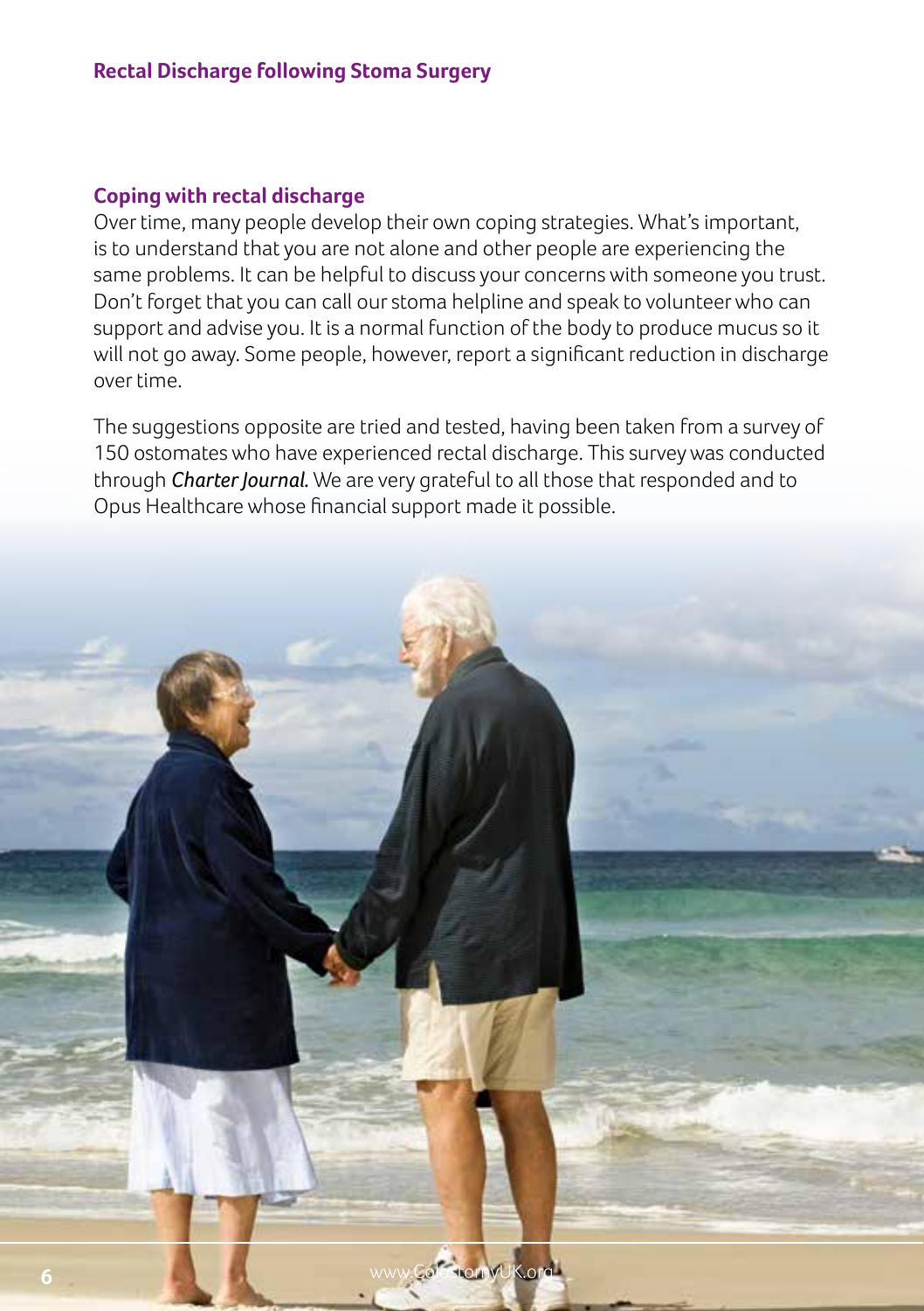## Coping with rectal discharge

Over time, many people develop their own coping strategies. What's important, is to understand that you are not alone and other people are experiencing the same problems. It can be helpful to discuss your concerns with someone you trust. Don't forget that you can call our stoma helpline and speak to volunteer who can support and advise you. It is a normal function of the body to produce mucus so it will not go away. Some people, however, report a significant reduction in discharge over time.

The suggestions opposite are tried and tested, having been taken from a survey of 150 ostomates who have experienced rectal discharge. This survey was conducted through ***Charter Journal***. We are very grateful to all those that responded and to Opus Healthcare whose financial support made it possible.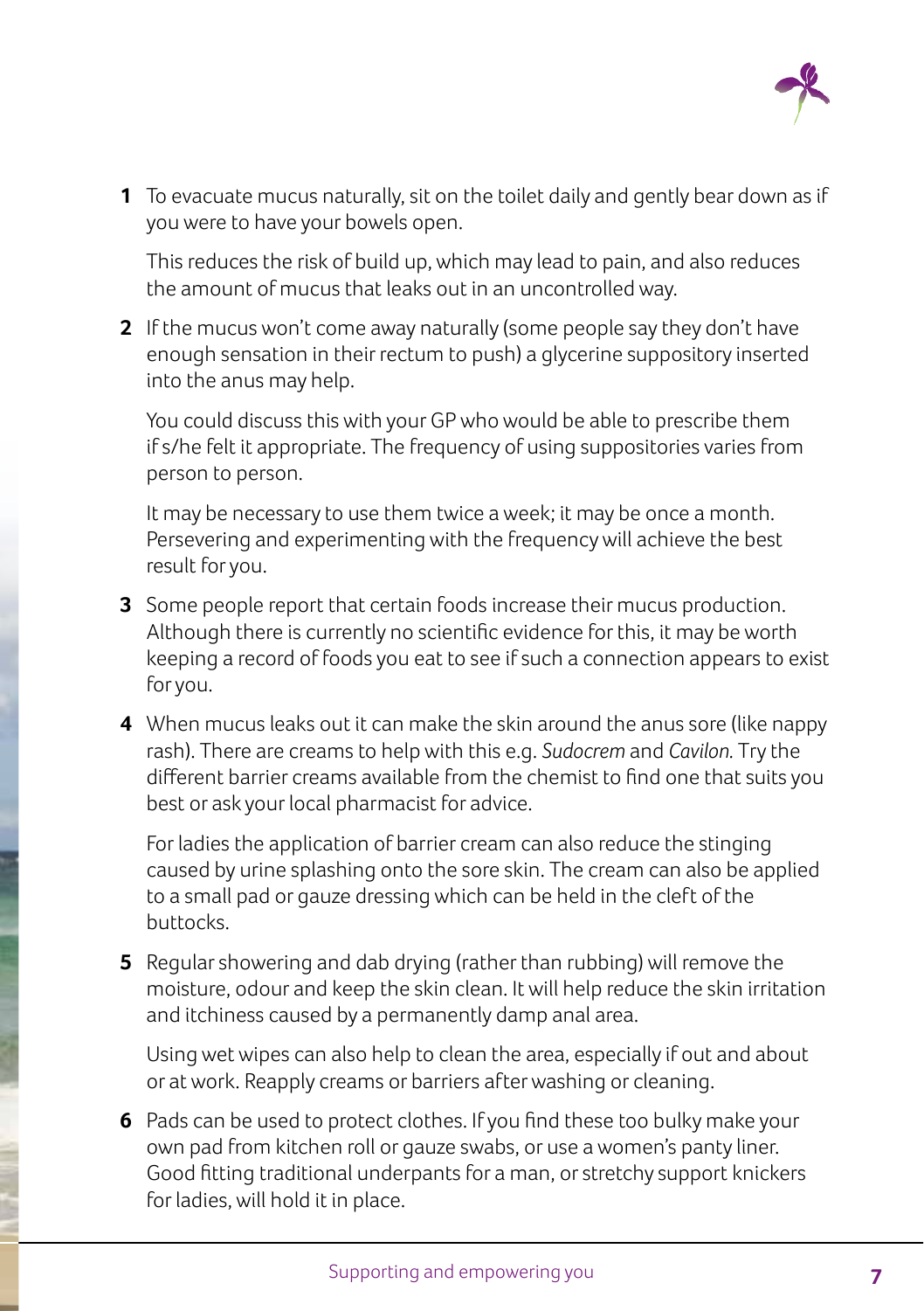**1** To evacuate mucus naturally, sit on the toilet daily and gently bear down as if you were to have your bowels open.

This reduces the risk of build up, which may lead to pain, and also reduces the amount of mucus that leaks out in an uncontrolled way.

**2** If the mucus won't come away naturally (some people say they don't have enough sensation in their rectum to push) a glycerine suppository inserted into the anus may help.

You could discuss this with your GP who would be able to prescribe them if s/he felt it appropriate. The frequency of using suppositories varies from person to person.

It may be necessary to use them twice a week; it may be once a month. Persevering and experimenting with the frequency will achieve the best result for you.

**3** Some people report that certain foods increase their mucus production. Although there is currently no scientific evidence for this, it may be worth keeping a record of foods you eat to see if such a connection appears to exist for you.

**4** When mucus leaks out it can make the skin around the anus sore (like nappy rash). There are creams to help with this e.g. *Sudocrem* and *Cavilon*. Try the different barrier creams available from the chemist to find one that suits you best or ask your local pharmacist for advice.

For ladies the application of barrier cream can also reduce the stinging caused by urine splashing onto the sore skin. The cream can also be applied to a small pad or gauze dressing which can be held in the cleft of the buttocks.

**5** Regular showering and dab drying (rather than rubbing) will remove the moisture, odour and keep the skin clean. It will help reduce the skin irritation and itchiness caused by a permanently damp anal area.

Using wet wipes can also help to clean the area, especially if out and about or at work. Reapply creams or barriers after washing or cleaning.

**6** Pads can be used to protect clothes. If you find these too bulky make your own pad from kitchen roll or gauze swabs, or use a women's panty liner. Good fitting traditional underpants for a man, or stretchy support knickers for ladies, will hold it in place.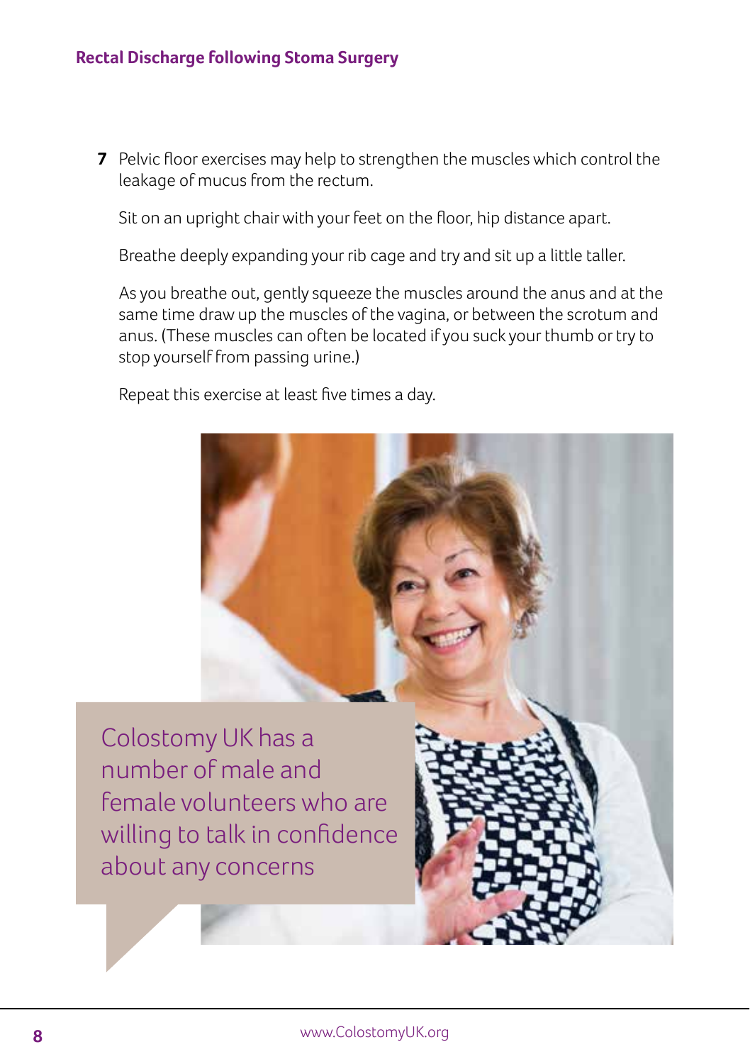7. Pelvic floor exercises may help to strengthen the muscles which control the leakage of mucus from the rectum.

   Sit on an upright chair with your feet on the floor, hip distance apart.

   Breathe deeply expanding your rib cage and try and sit up a little taller.

   As you breathe out, gently squeeze the muscles around the anus and at the same time draw up the muscles of the vagina, or between the scrotum and anus. (These muscles can often be located if you suck your thumb or try to stop yourself from passing urine.)

   Repeat this exercise at least five times a day.

Colostomy UK has a number of male and female volunteers who are willing to talk in confidence about any concerns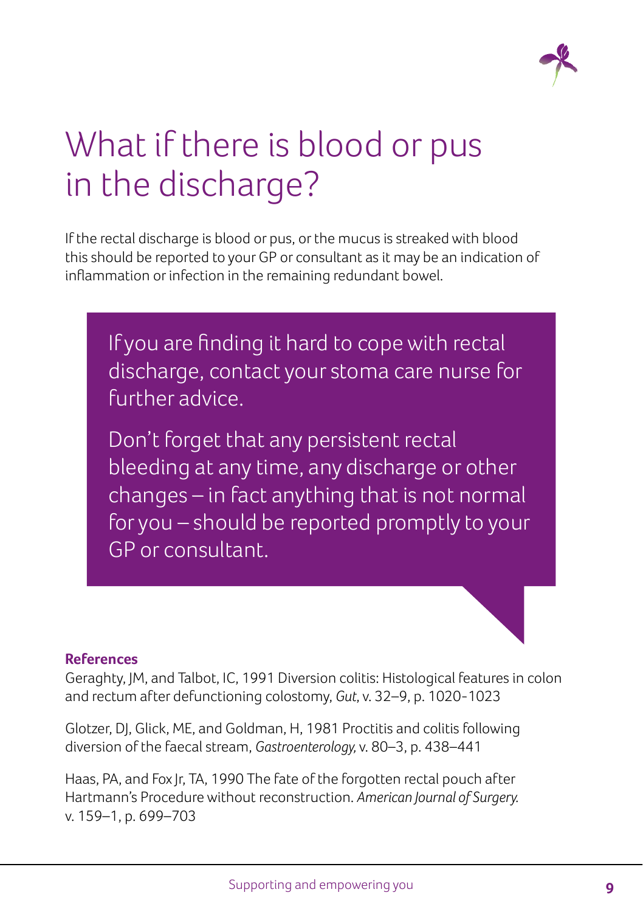# What if there is blood or pus in the discharge?

If the rectal discharge is blood or pus, or the mucus is streaked with blood this should be reported to your GP or consultant as it may be an indication of inflammation or infection in the remaining redundant bowel.

> If you are finding it hard to cope with rectal discharge, contact your stoma care nurse for further advice.
>
> Don't forget that any persistent rectal bleeding at any time, any discharge or other changes – in fact anything that is not normal for you – should be reported promptly to your GP or consultant.

**References**

Geraghty, JM, and Talbot, IC, 1991 Diversion colitis: Histological features in colon and rectum after defunctioning colostomy, *Gut*, v. 32–9, p. 1020-1023

Glotzer, DJ, Glick, ME, and Goldman, H, 1981 Proctitis and colitis following diversion of the faecal stream, *Gastroenterology*, v. 80–3, p. 438–441

Haas, PA, and Fox Jr, TA, 1990 The fate of the forgotten rectal pouch after Hartmann's Procedure without reconstruction. *American Journal of Surgery*. v. 159–1, p. 699–703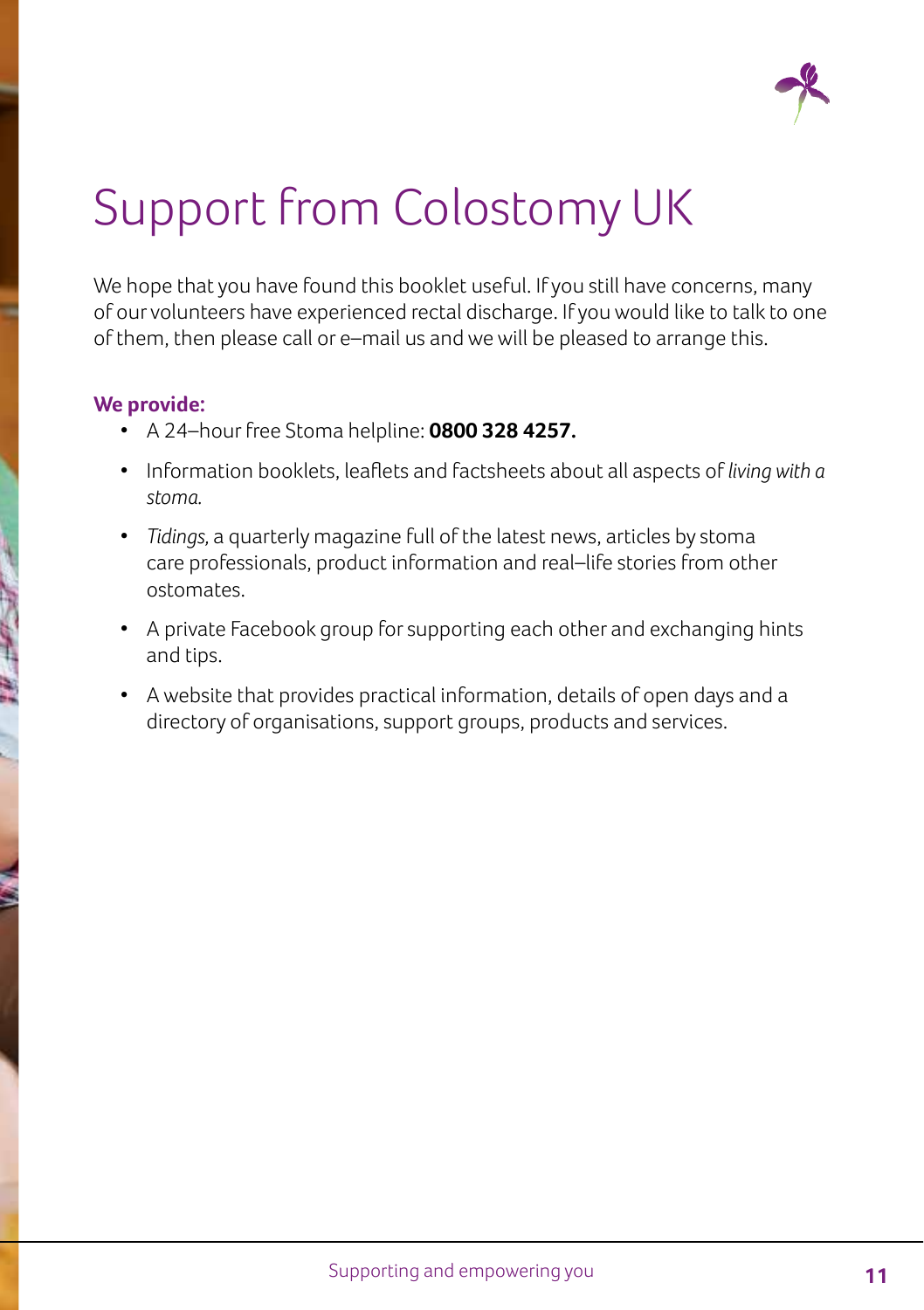# Support from Colostomy UK

We hope that you have found this booklet useful. If you still have concerns, many of our volunteers have experienced rectal discharge. If you would like to talk to one of them, then please call or e–mail us and we will be pleased to arrange this.

**We provide:**

- A 24–hour free Stoma helpline: **0800 328 4257.**
- Information booklets, leaflets and factsheets about all aspects of *living with a stoma.*
- *Tidings,* a quarterly magazine full of the latest news, articles by stoma care professionals, product information and real–life stories from other ostomates.
- A private Facebook group for supporting each other and exchanging hints and tips.
- A website that provides practical information, details of open days and a directory of organisations, support groups, products and services.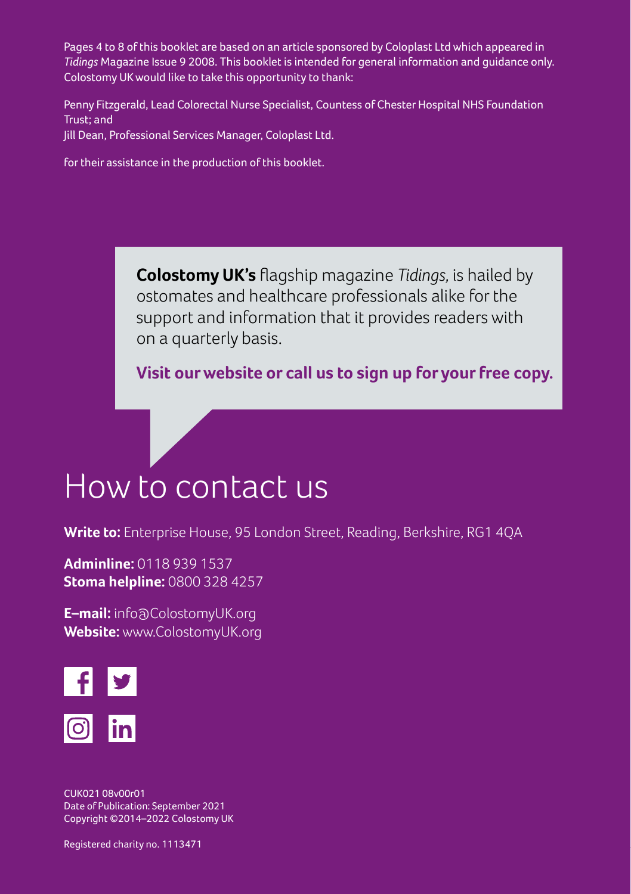Pages 4 to 8 of this booklet are based on an article sponsored by Coloplast Ltd which appeared in *Tidings* Magazine Issue 9 2008. This booklet is intended for general information and guidance only. Colostomy UK would like to take this opportunity to thank:

Penny Fitzgerald, Lead Colorectal Nurse Specialist, Countess of Chester Hospital NHS Foundation Trust; and
Jill Dean, Professional Services Manager, Coloplast Ltd.

for their assistance in the production of this booklet.

**Colostomy UK's** flagship magazine *Tidings,* is hailed by ostomates and healthcare professionals alike for the support and information that it provides readers with on a quarterly basis.

**Visit our website or call us to sign up for your free copy.**

# How to contact us

**Write to:** Enterprise House, 95 London Street, Reading, Berkshire, RG1 4QA

**Adminline:** 0118 939 1537
**Stoma helpline:** 0800 328 4257

**E–mail:** info@ColostomyUK.org
**Website:** www.ColostomyUK.org

CUK021 08v00r01
Date of Publication: September 2021
Copyright ©2014–2022 Colostomy UK

Registered charity no. 1113471